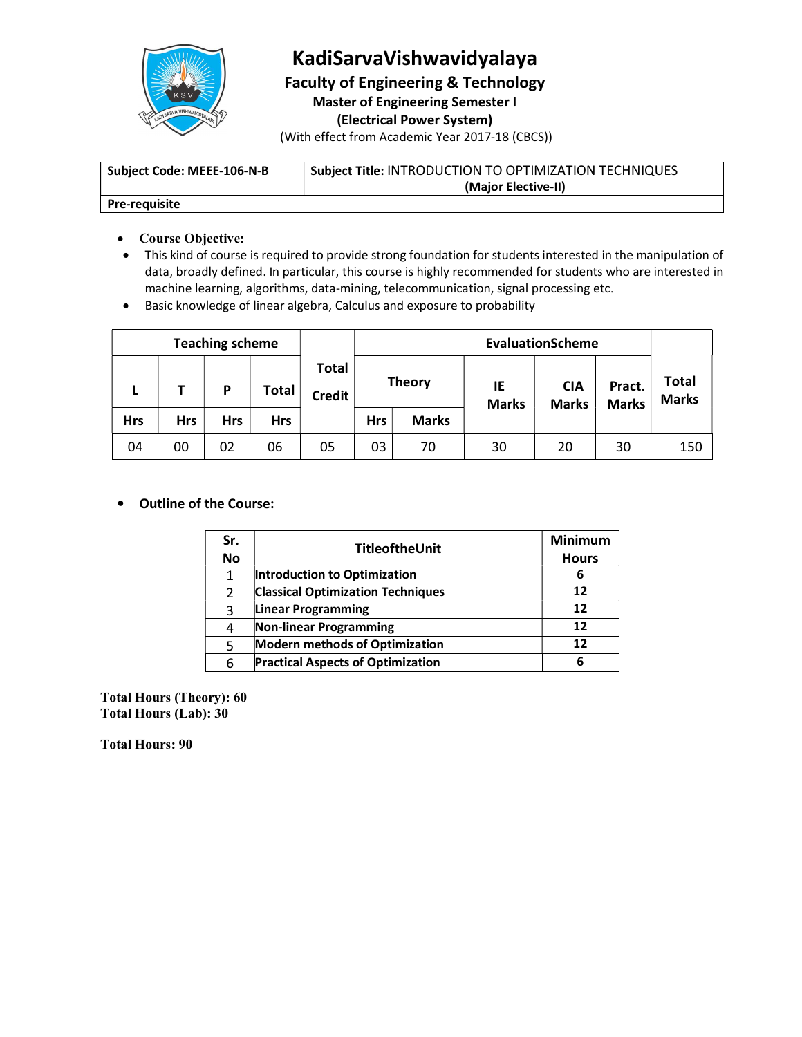# KadiSarvaVishwavidyalaya

## Faculty of Engineering & Technology

### Master of Engineering Semester I

### (Electrical Power System)

(With effect from Academic Year 2017-18 (CBCS))

| Subject Code: MEEE-106-N-B | Subject Title: INTRODUCTION TO OPTIMIZATION TECHNIQUES (Major Elective-II) |
|---|---|
| Pre-requisite | |

- **Course Objective:**
- This kind of course is required to provide strong foundation for students interested in the manipulation of data, broadly defined. In particular, this course is highly recommended for students who are interested in machine learning, algorithms, data-mining, telecommunication, signal processing etc.
- Basic knowledge of linear algebra, Calculus and exposure to probability

| Teaching scheme | | | | Total Credit | EvaluationScheme | | | | | Total Marks |
|---|---|---|---|---|---|---|---|---|---|---|
| L | T | P | Total | | Theory | | IE Marks | CIA Marks | Pract. Marks | |
| Hrs | Hrs | Hrs | Hrs | | Hrs | Marks | | | | |
| 04 | 00 | 02 | 06 | 05 | 03 | 70 | 30 | 20 | 30 | 150 |

- **Outline of the Course:**

| Sr. No | TitleoftheUnit | Minimum Hours |
|---|---|---|
| 1 | **Introduction to Optimization** | **6** |
| 2 | **Classical Optimization Techniques** | **12** |
| 3 | **Linear Programming** | **12** |
| 4 | **Non-linear Programming** | **12** |
| 5 | **Modern methods of Optimization** | **12** |
| 6 | **Practical Aspects of Optimization** | **6** |

**Total Hours (Theory): 60**
**Total Hours (Lab): 30**

**Total Hours: 90**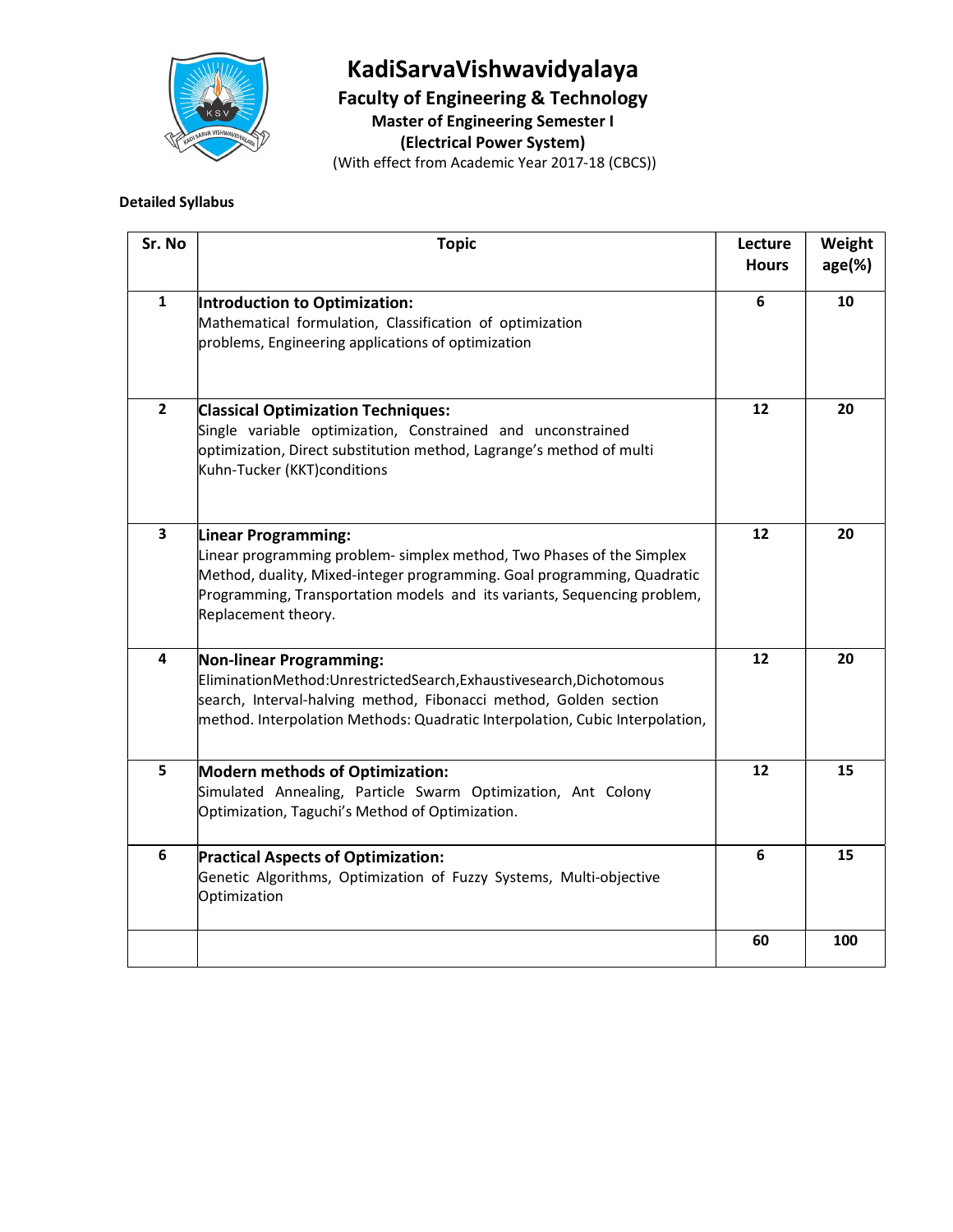# KadiSarvaVishwavidyalaya

## Faculty of Engineering & Technology

### Master of Engineering Semester I

### (Electrical Power System)

(With effect from Academic Year 2017-18 (CBCS))

**Detailed Syllabus**

| Sr. No | Topic | Lecture Hours | Weight age(%) |
|---|---|---|---|
| 1 | **Introduction to Optimization:** Mathematical formulation, Classification of optimization problems, Engineering applications of optimization | 6 | 10 |
| 2 | **Classical Optimization Techniques:** Single variable optimization, Constrained and unconstrained optimization, Direct substitution method, Lagrange's method of multi Kuhn-Tucker (KKT)conditions | 12 | 20 |
| 3 | **Linear Programming:** Linear programming problem- simplex method, Two Phases of the Simplex Method, duality, Mixed-integer programming. Goal programming, Quadratic Programming, Transportation models and its variants, Sequencing problem, Replacement theory. | 12 | 20 |
| 4 | **Non-linear Programming:** EliminationMethod:UnrestrictedSearch,Exhaustivesearch,Dichotomous search, Interval-halving method, Fibonacci method, Golden section method. Interpolation Methods: Quadratic Interpolation, Cubic Interpolation, | 12 | 20 |
| 5 | **Modern methods of Optimization:** Simulated Annealing, Particle Swarm Optimization, Ant Colony Optimization, Taguchi's Method of Optimization. | 12 | 15 |
| 6 | **Practical Aspects of Optimization:** Genetic Algorithms, Optimization of Fuzzy Systems, Multi-objective Optimization | 6 | 15 |
| | | 60 | 100 |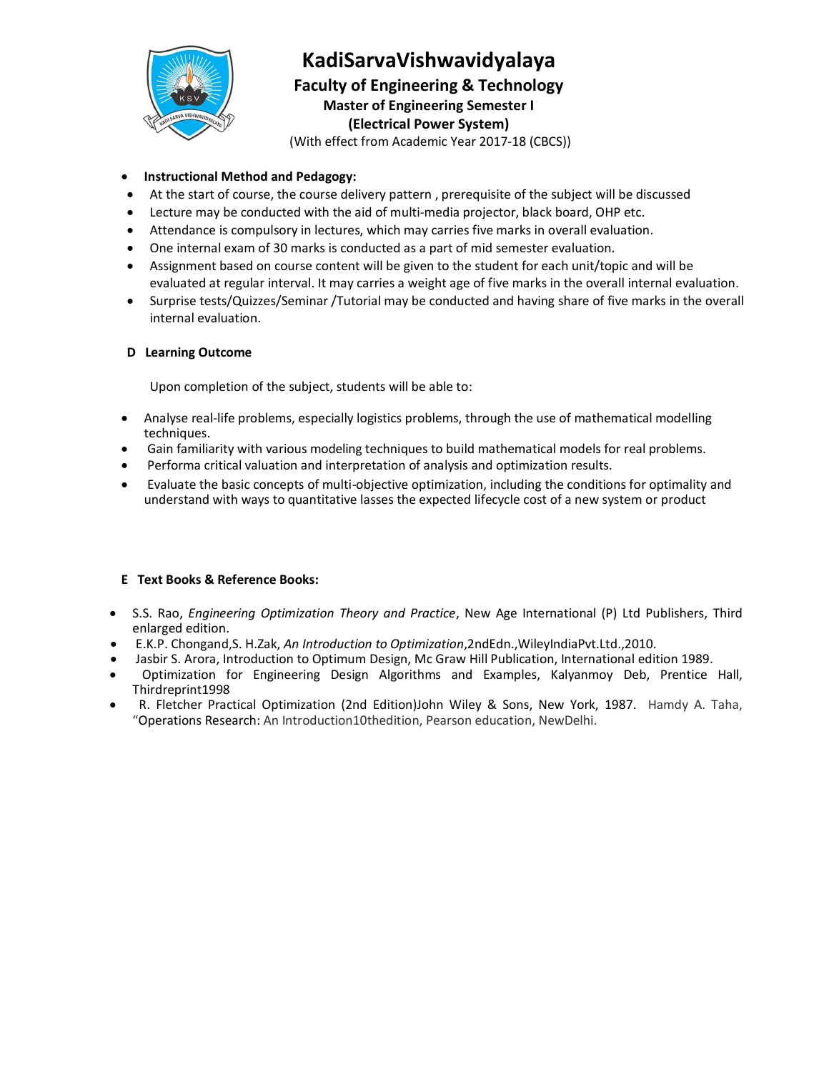# KadiSarvaVishwavidyalaya

## Faculty of Engineering & Technology

### Master of Engineering Semester I

### (Electrical Power System)

(With effect from Academic Year 2017-18 (CBCS))

- **Instructional Method and Pedagogy:**
- At the start of course, the course delivery pattern , prerequisite of the subject will be discussed
- Lecture may be conducted with the aid of multi-media projector, black board, OHP etc.
- Attendance is compulsory in lectures, which may carries five marks in overall evaluation.
- One internal exam of 30 marks is conducted as a part of mid semester evaluation.
- Assignment based on course content will be given to the student for each unit/topic and will be evaluated at regular interval. It may carries a weight age of five marks in the overall internal evaluation.
- Surprise tests/Quizzes/Seminar /Tutorial may be conducted and having share of five marks in the overall internal evaluation.

**D Learning Outcome**

Upon completion of the subject, students will be able to:

- Analyse real-life problems, especially logistics problems, through the use of mathematical modelling techniques.
- Gain familiarity with various modeling techniques to build mathematical models for real problems.
- Performa critical valuation and interpretation of analysis and optimization results.
- Evaluate the basic concepts of multi-objective optimization, including the conditions for optimality and understand with ways to quantitative lasses the expected lifecycle cost of a new system or product

**E Text Books & Reference Books:**

- S.S. Rao, *Engineering Optimization Theory and Practice*, New Age International (P) Ltd Publishers, Third enlarged edition.
- E.K.P. Chongand,S. H.Zak, *An Introduction to Optimization*,2ndEdn.,WileyIndiaPvt.Ltd.,2010.
- Jasbir S. Arora, Introduction to Optimum Design, Mc Graw Hill Publication, International edition 1989.
- Optimization for Engineering Design Algorithms and Examples, Kalyanmoy Deb, Prentice Hall, Thirdreprint1998
- R. Fletcher Practical Optimization (2nd Edition)John Wiley & Sons, New York, 1987. Hamdy A. Taha, "Operations Research: An Introduction10thedition, Pearson education, NewDelhi.